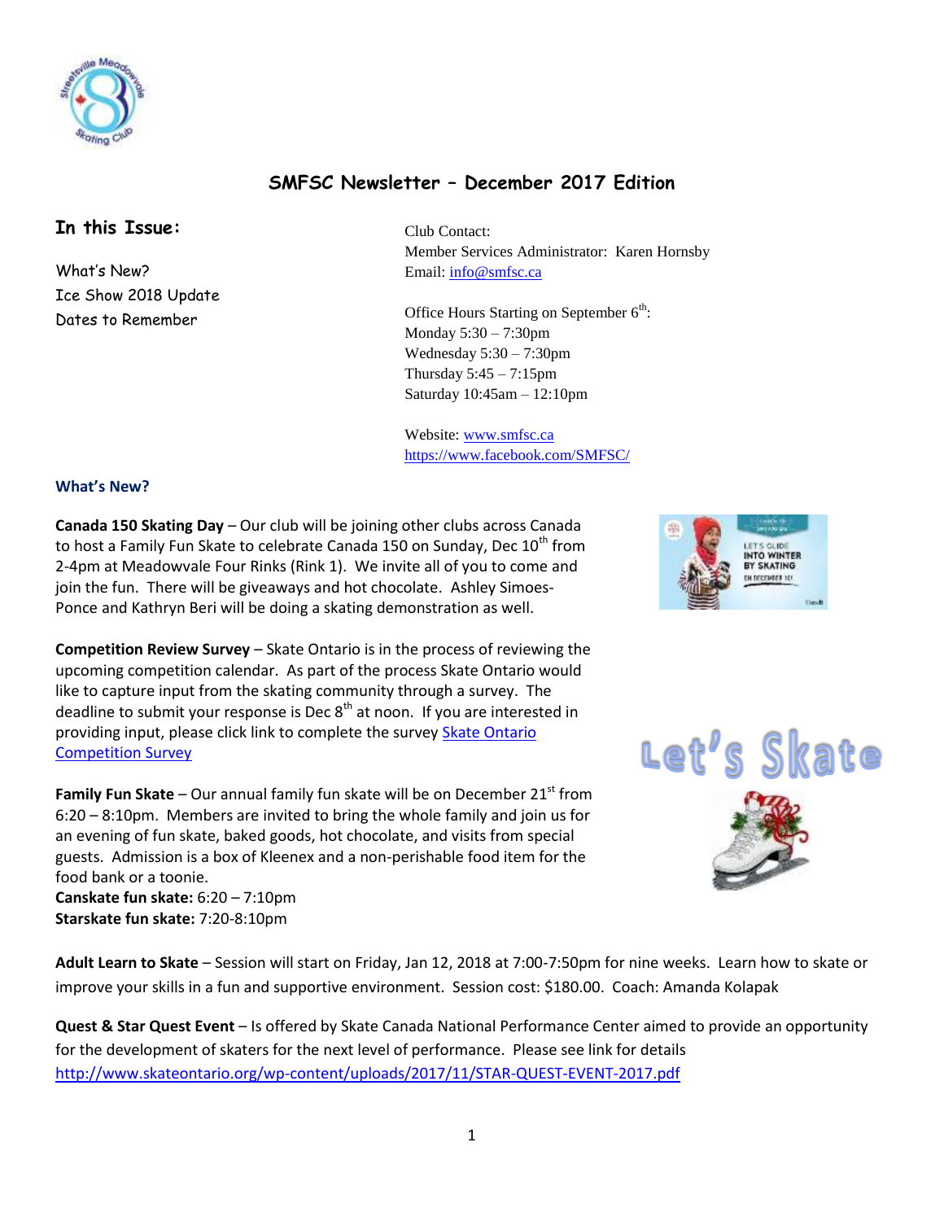# SMFSC Newsletter – December 2017 Edition

## In this Issue:

What's New?
Ice Show 2018 Update
Dates to Remember

Club Contact:
Member Services Administrator: Karen Hornsby
Email: info@smfsc.ca

Office Hours Starting on September 6th:
Monday 5:30 – 7:30pm
Wednesday 5:30 – 7:30pm
Thursday 5:45 – 7:15pm
Saturday 10:45am – 12:10pm

Website: www.smfsc.ca
https://www.facebook.com/SMFSC/

### What's New?

**Canada 150 Skating Day** – Our club will be joining other clubs across Canada to host a Family Fun Skate to celebrate Canada 150 on Sunday, Dec 10th from 2-4pm at Meadowvale Four Rinks (Rink 1). We invite all of you to come and join the fun. There will be giveaways and hot chocolate. Ashley Simoes-Ponce and Kathryn Beri will be doing a skating demonstration as well.

**Competition Review Survey** – Skate Ontario is in the process of reviewing the upcoming competition calendar. As part of the process Skate Ontario would like to capture input from the skating community through a survey. The deadline to submit your response is Dec 8th at noon. If you are interested in providing input, please click link to complete the survey Skate Ontario Competition Survey

**Family Fun Skate** – Our annual family fun skate will be on December 21st from 6:20 – 8:10pm. Members are invited to bring the whole family and join us for an evening of fun skate, baked goods, hot chocolate, and visits from special guests. Admission is a box of Kleenex and a non-perishable food item for the food bank or a toonie.
**Canskate fun skate:** 6:20 – 7:10pm
**Starskate fun skate:** 7:20-8:10pm

Let's Skate

**Adult Learn to Skate** – Session will start on Friday, Jan 12, 2018 at 7:00-7:50pm for nine weeks. Learn how to skate or improve your skills in a fun and supportive environment. Session cost: $180.00. Coach: Amanda Kolapak

**Quest & Star Quest Event** – Is offered by Skate Canada National Performance Center aimed to provide an opportunity for the development of skaters for the next level of performance. Please see link for details http://www.skateontario.org/wp-content/uploads/2017/11/STAR-QUEST-EVENT-2017.pdf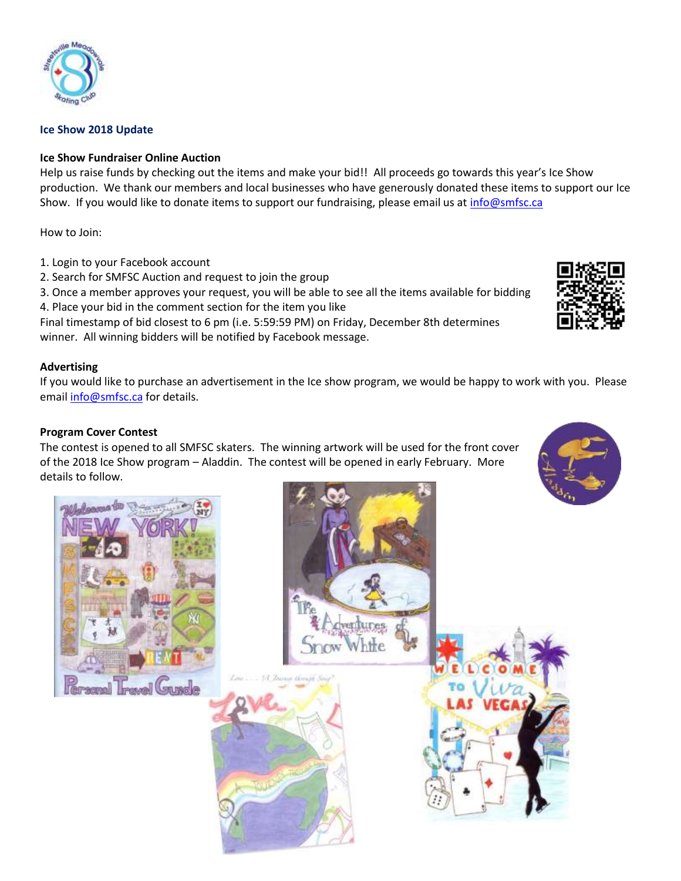### Ice Show 2018 Update

**Ice Show Fundraiser Online Auction**

Help us raise funds by checking out the items and make your bid!! All proceeds go towards this year's Ice Show production. We thank our members and local businesses who have generously donated these items to support our Ice Show. If you would like to donate items to support our fundraising, please email us at info@smfsc.ca

How to Join:

1. Login to your Facebook account
2. Search for SMFSC Auction and request to join the group
3. Once a member approves your request, you will be able to see all the items available for bidding
4. Place your bid in the comment section for the item you like

Final timestamp of bid closest to 6 pm (i.e. 5:59:59 PM) on Friday, December 8th determines winner. All winning bidders will be notified by Facebook message.

**Advertising**

If you would like to purchase an advertisement in the Ice show program, we would be happy to work with you. Please email info@smfsc.ca for details.

**Program Cover Contest**

The contest is opened to all SMFSC skaters. The winning artwork will be used for the front cover of the 2018 Ice Show program – Aladdin. The contest will be opened in early February. More details to follow.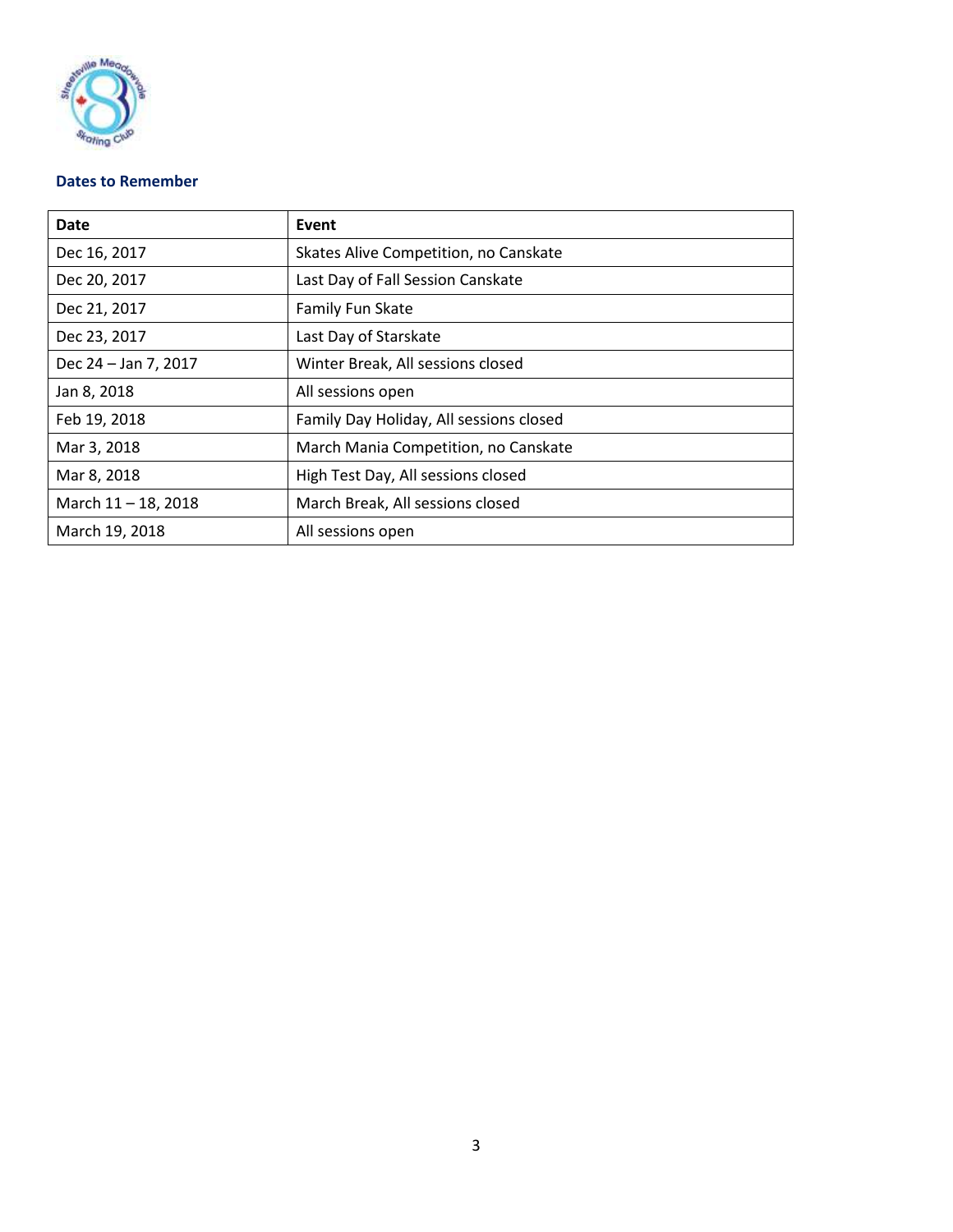### Dates to Remember

| Date | Event |
| --- | --- |
| Dec 16, 2017 | Skates Alive Competition, no Canskate |
| Dec 20, 2017 | Last Day of Fall Session Canskate |
| Dec 21, 2017 | Family Fun Skate |
| Dec 23, 2017 | Last Day of Starskate |
| Dec 24 – Jan 7, 2017 | Winter Break, All sessions closed |
| Jan 8, 2018 | All sessions open |
| Feb 19, 2018 | Family Day Holiday, All sessions closed |
| Mar 3, 2018 | March Mania Competition, no Canskate |
| Mar 8, 2018 | High Test Day, All sessions closed |
| March 11 – 18, 2018 | March Break, All sessions closed |
| March 19, 2018 | All sessions open |